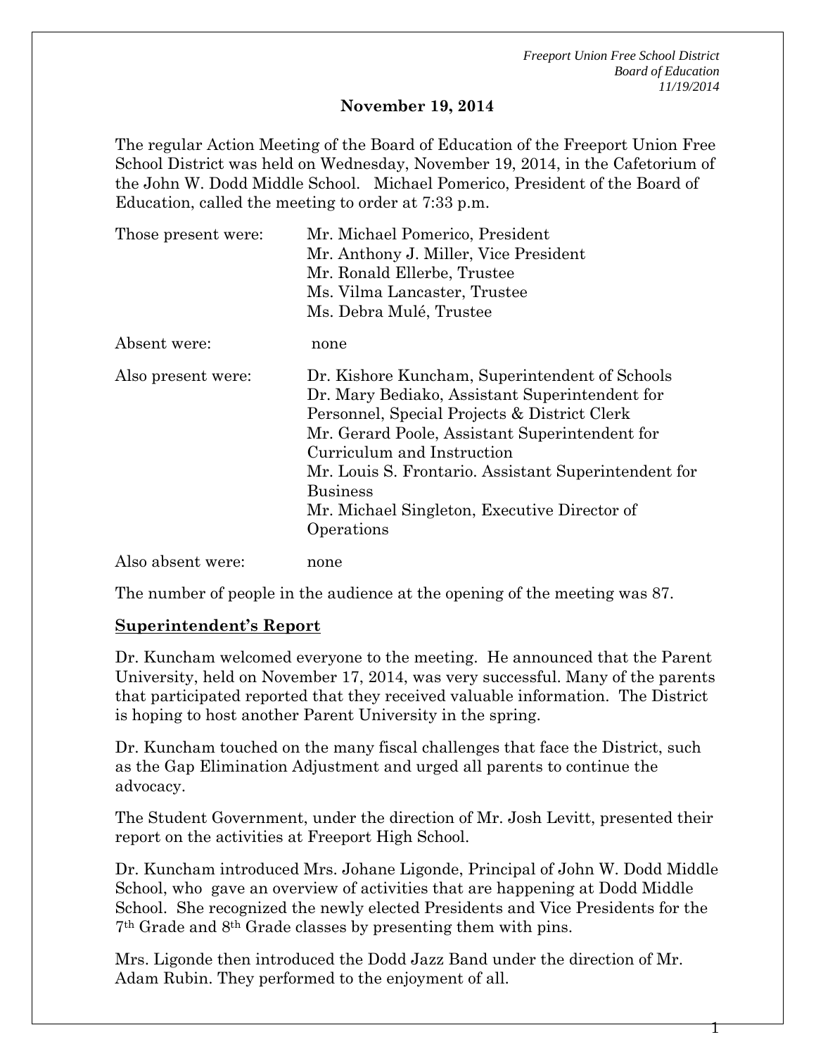# November 19, 2014

The regular Action Meeting of the Board of Education of the Freeport Union Free School District was held on Wednesday, November 19, 2014, in the Cafetorium of the John W. Dodd Middle School. Michael Pomerico, President of the Board of Education, called the meeting to order at 7:33 p.m.

| | |
|---|---|
| Those present were: | Mr. Michael Pomerico, President<br>Mr. Anthony J. Miller, Vice President<br>Mr. Ronald Ellerbe, Trustee<br>Ms. Vilma Lancaster, Trustee<br>Ms. Debra Mulé, Trustee |
| Absent were: | none |
| Also present were: | Dr. Kishore Kuncham, Superintendent of Schools<br>Dr. Mary Bediako, Assistant Superintendent for Personnel, Special Projects & District Clerk<br>Mr. Gerard Poole, Assistant Superintendent for Curriculum and Instruction<br>Mr. Louis S. Frontario. Assistant Superintendent for Business<br>Mr. Michael Singleton, Executive Director of Operations |
| Also absent were: | none |

The number of people in the audience at the opening of the meeting was 87.

**Superintendent's Report**

Dr. Kuncham welcomed everyone to the meeting. He announced that the Parent University, held on November 17, 2014, was very successful. Many of the parents that participated reported that they received valuable information. The District is hoping to host another Parent University in the spring.

Dr. Kuncham touched on the many fiscal challenges that face the District, such as the Gap Elimination Adjustment and urged all parents to continue the advocacy.

The Student Government, under the direction of Mr. Josh Levitt, presented their report on the activities at Freeport High School.

Dr. Kuncham introduced Mrs. Johane Ligonde, Principal of John W. Dodd Middle School, who gave an overview of activities that are happening at Dodd Middle School. She recognized the newly elected Presidents and Vice Presidents for the 7th Grade and 8th Grade classes by presenting them with pins.

Mrs. Ligonde then introduced the Dodd Jazz Band under the direction of Mr. Adam Rubin. They performed to the enjoyment of all.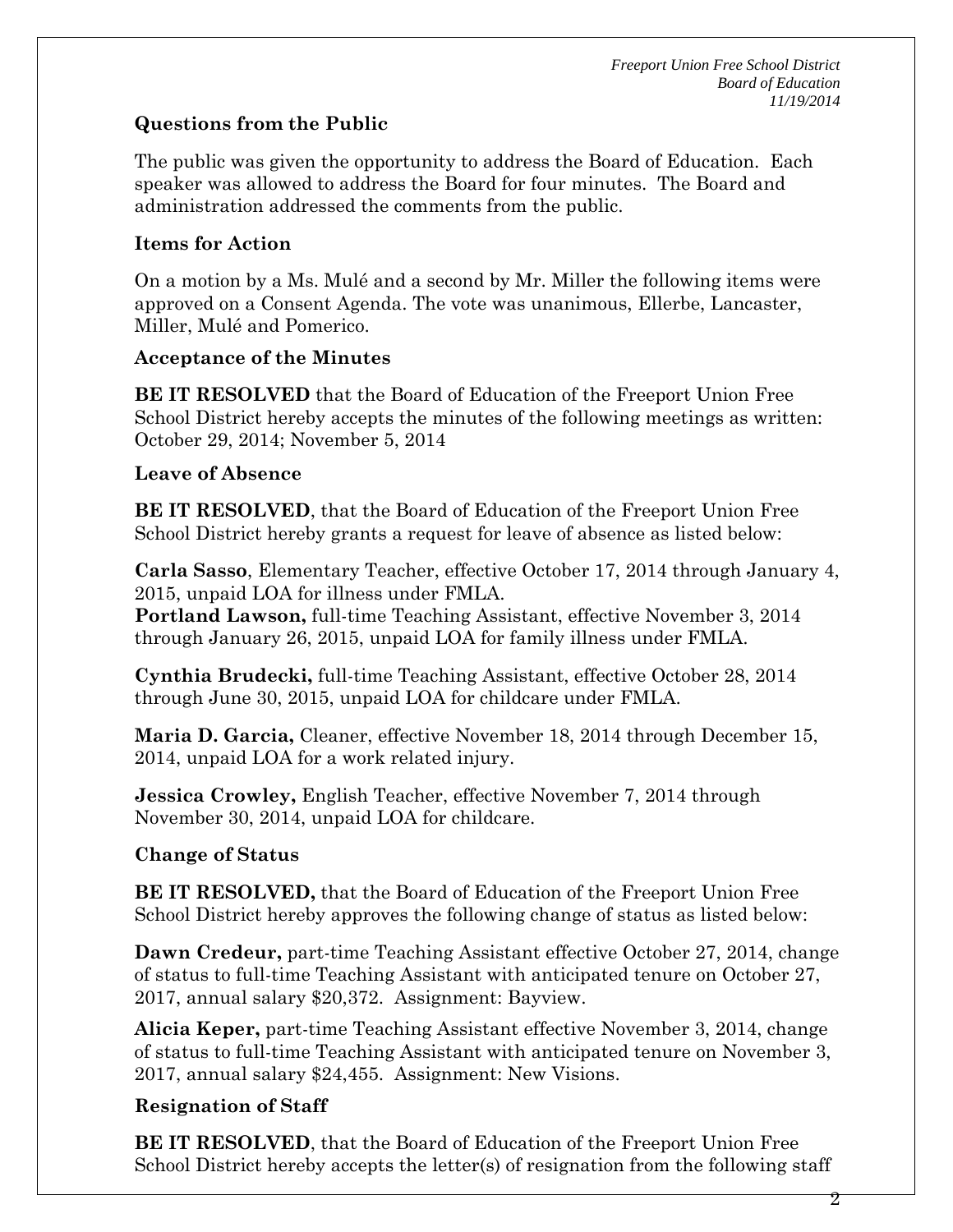### Questions from the Public

The public was given the opportunity to address the Board of Education. Each speaker was allowed to address the Board for four minutes. The Board and administration addressed the comments from the public.

### Items for Action

On a motion by a Ms. Mulé and a second by Mr. Miller the following items were approved on a Consent Agenda. The vote was unanimous, Ellerbe, Lancaster, Miller, Mulé and Pomerico.

### Acceptance of the Minutes

**BE IT RESOLVED** that the Board of Education of the Freeport Union Free School District hereby accepts the minutes of the following meetings as written: October 29, 2014; November 5, 2014

### Leave of Absence

**BE IT RESOLVED**, that the Board of Education of the Freeport Union Free School District hereby grants a request for leave of absence as listed below:

**Carla Sasso**, Elementary Teacher, effective October 17, 2014 through January 4, 2015, unpaid LOA for illness under FMLA.
**Portland Lawson,** full-time Teaching Assistant, effective November 3, 2014 through January 26, 2015, unpaid LOA for family illness under FMLA.

**Cynthia Brudecki,** full-time Teaching Assistant, effective October 28, 2014 through June 30, 2015, unpaid LOA for childcare under FMLA.

**Maria D. Garcia,** Cleaner, effective November 18, 2014 through December 15, 2014, unpaid LOA for a work related injury.

**Jessica Crowley,** English Teacher, effective November 7, 2014 through November 30, 2014, unpaid LOA for childcare.

### Change of Status

**BE IT RESOLVED,** that the Board of Education of the Freeport Union Free School District hereby approves the following change of status as listed below:

**Dawn Credeur,** part-time Teaching Assistant effective October 27, 2014, change of status to full-time Teaching Assistant with anticipated tenure on October 27, 2017, annual salary $20,372. Assignment: Bayview.

**Alicia Keper,** part-time Teaching Assistant effective November 3, 2014, change of status to full-time Teaching Assistant with anticipated tenure on November 3, 2017, annual salary $24,455. Assignment: New Visions.

### Resignation of Staff

**BE IT RESOLVED**, that the Board of Education of the Freeport Union Free School District hereby accepts the letter(s) of resignation from the following staff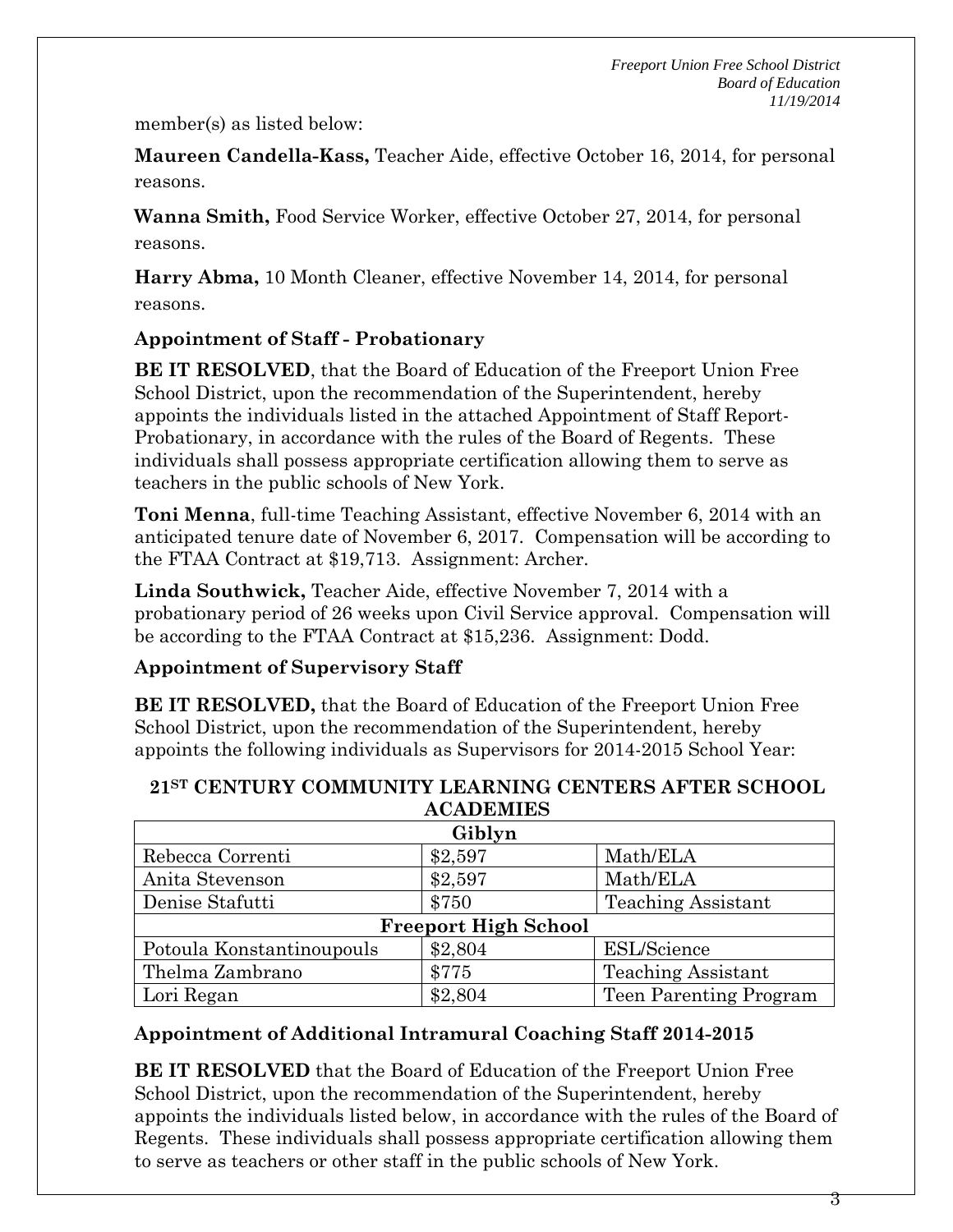member(s) as listed below:

**Maureen Candella-Kass,** Teacher Aide, effective October 16, 2014, for personal reasons.

**Wanna Smith,** Food Service Worker, effective October 27, 2014, for personal reasons.

**Harry Abma,** 10 Month Cleaner, effective November 14, 2014, for personal reasons.

### Appointment of Staff - Probationary

**BE IT RESOLVED**, that the Board of Education of the Freeport Union Free School District, upon the recommendation of the Superintendent, hereby appoints the individuals listed in the attached Appointment of Staff Report-Probationary, in accordance with the rules of the Board of Regents. These individuals shall possess appropriate certification allowing them to serve as teachers in the public schools of New York.

**Toni Menna**, full-time Teaching Assistant, effective November 6, 2014 with an anticipated tenure date of November 6, 2017. Compensation will be according to the FTAA Contract at $19,713. Assignment: Archer.

**Linda Southwick,** Teacher Aide, effective November 7, 2014 with a probationary period of 26 weeks upon Civil Service approval. Compensation will be according to the FTAA Contract at $15,236. Assignment: Dodd.

### Appointment of Supervisory Staff

**BE IT RESOLVED,** that the Board of Education of the Freeport Union Free School District, upon the recommendation of the Superintendent, hereby appoints the following individuals as Supervisors for 2014-2015 School Year:

**21ST CENTURY COMMUNITY LEARNING CENTERS AFTER SCHOOL ACADEMIES**

| Giblyn | | |
|---|---|---|
| Rebecca Correnti | $2,597 | Math/ELA |
| Anita Stevenson | $2,597 | Math/ELA |
| Denise Stafutti | $750 | Teaching Assistant |
| **Freeport High School** | | |
| Potoula Konstantinoupouls | $2,804 | ESL/Science |
| Thelma Zambrano | $775 | Teaching Assistant |
| Lori Regan | $2,804 | Teen Parenting Program |

### Appointment of Additional Intramural Coaching Staff 2014-2015

**BE IT RESOLVED** that the Board of Education of the Freeport Union Free School District, upon the recommendation of the Superintendent, hereby appoints the individuals listed below, in accordance with the rules of the Board of Regents. These individuals shall possess appropriate certification allowing them to serve as teachers or other staff in the public schools of New York.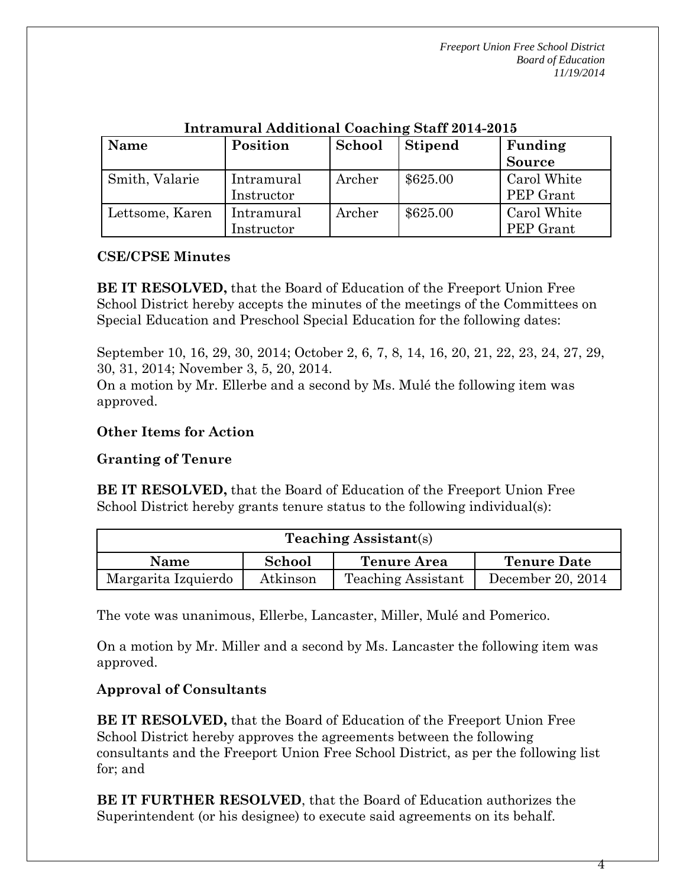**Intramural Additional Coaching Staff 2014-2015**

| Name | Position | School | Stipend | Funding Source |
|---|---|---|---|---|
| Smith, Valarie | Intramural Instructor | Archer | $625.00 | Carol White PEP Grant |
| Lettsome, Karen | Intramural Instructor | Archer | $625.00 | Carol White PEP Grant |

**CSE/CPSE Minutes**

**BE IT RESOLVED,** that the Board of Education of the Freeport Union Free School District hereby accepts the minutes of the meetings of the Committees on Special Education and Preschool Special Education for the following dates:

September 10, 16, 29, 30, 2014; October 2, 6, 7, 8, 14, 16, 20, 21, 22, 23, 24, 27, 29, 30, 31, 2014; November 3, 5, 20, 2014.

On a motion by Mr. Ellerbe and a second by Ms. Mulé the following item was approved.

**Other Items for Action**

**Granting of Tenure**

**BE IT RESOLVED,** that the Board of Education of the Freeport Union Free School District hereby grants tenure status to the following individual(s):

| **Teaching Assistant**(s) | | | |
|---|---|---|---|
| **Name** | **School** | **Tenure Area** | **Tenure Date** |
| Margarita Izquierdo | Atkinson | Teaching Assistant | December 20, 2014 |

The vote was unanimous, Ellerbe, Lancaster, Miller, Mulé and Pomerico.

On a motion by Mr. Miller and a second by Ms. Lancaster the following item was approved.

**Approval of Consultants**

**BE IT RESOLVED,** that the Board of Education of the Freeport Union Free School District hereby approves the agreements between the following consultants and the Freeport Union Free School District, as per the following list for; and

**BE IT FURTHER RESOLVED**, that the Board of Education authorizes the Superintendent (or his designee) to execute said agreements on its behalf.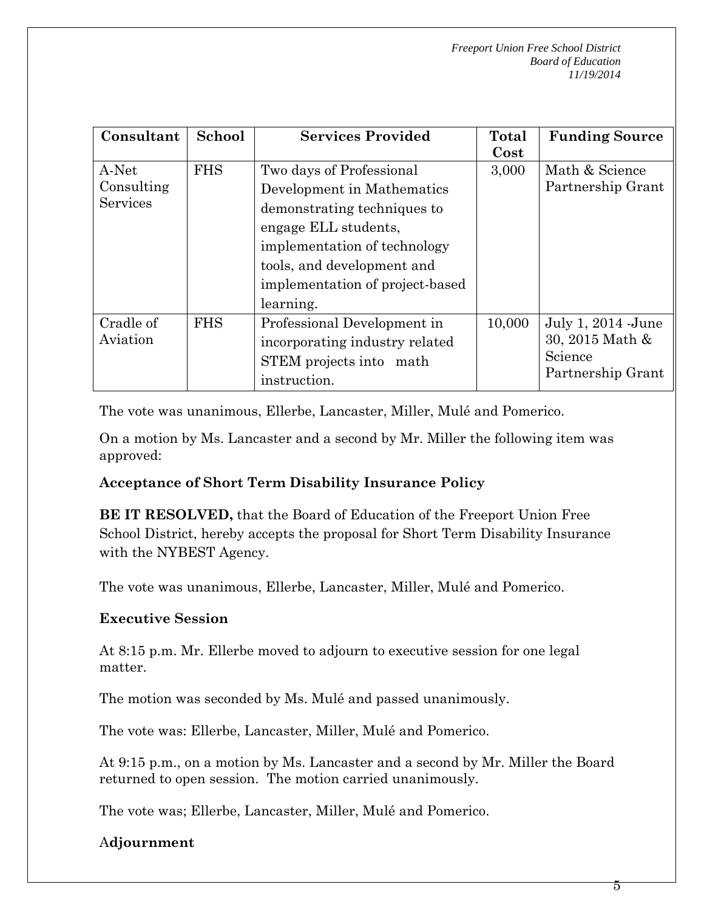| Consultant | School | Services Provided | Total Cost | Funding Source |
|---|---|---|---|---|
| A-Net Consulting Services | FHS | Two days of Professional Development in Mathematics demonstrating techniques to engage ELL students, implementation of technology tools, and development and implementation of project-based learning. | 3,000 | Math & Science Partnership Grant |
| Cradle of Aviation | FHS | Professional Development in incorporating industry related STEM projects into math instruction. | 10,000 | July 1, 2014 -June 30, 2015 Math & Science Partnership Grant |

The vote was unanimous, Ellerbe, Lancaster, Miller, Mulé and Pomerico.

On a motion by Ms. Lancaster and a second by Mr. Miller the following item was approved:

**Acceptance of Short Term Disability Insurance Policy**

**BE IT RESOLVED,** that the Board of Education of the Freeport Union Free School District, hereby accepts the proposal for Short Term Disability Insurance with the NYBEST Agency.

The vote was unanimous, Ellerbe, Lancaster, Miller, Mulé and Pomerico.

**Executive Session**

At 8:15 p.m. Mr. Ellerbe moved to adjourn to executive session for one legal matter.

The motion was seconded by Ms. Mulé and passed unanimously.

The vote was: Ellerbe, Lancaster, Miller, Mulé and Pomerico.

At 9:15 p.m., on a motion by Ms. Lancaster and a second by Mr. Miller the Board returned to open session. The motion carried unanimously.

The vote was; Ellerbe, Lancaster, Miller, Mulé and Pomerico.

**Adjournment**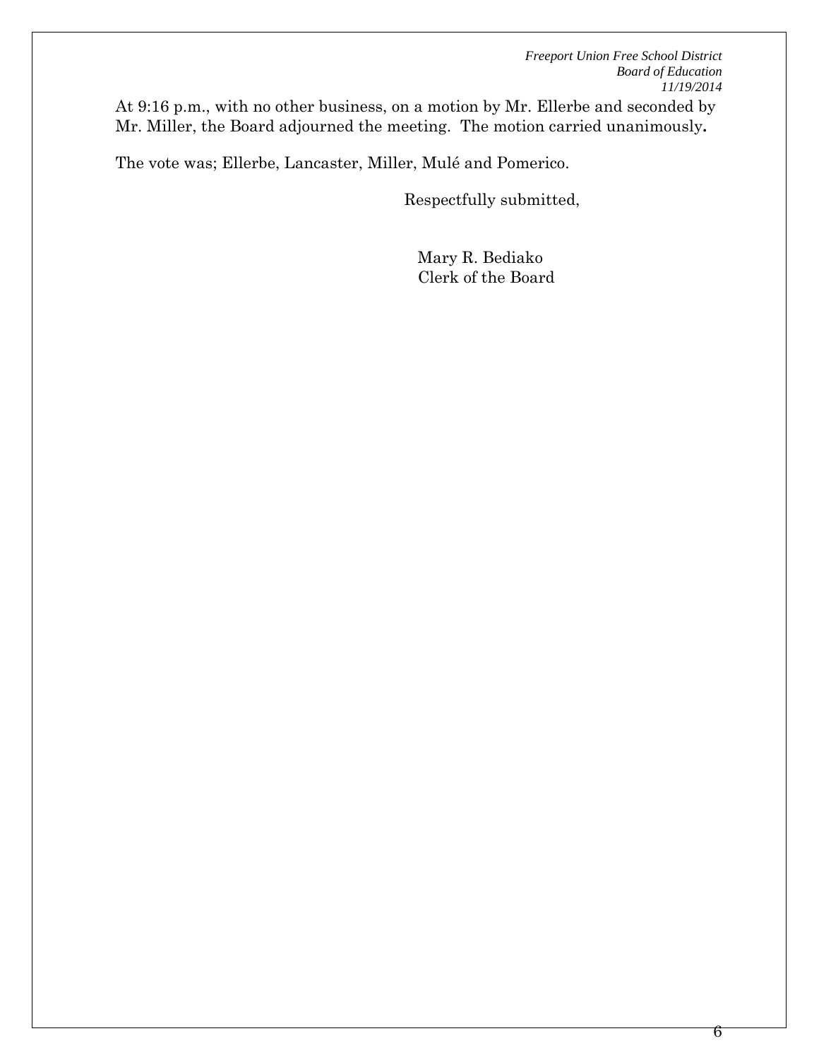At 9:16 p.m., with no other business, on a motion by Mr. Ellerbe and seconded by Mr. Miller, the Board adjourned the meeting. The motion carried unanimously**.**

The vote was; Ellerbe, Lancaster, Miller, Mulé and Pomerico.

Respectfully submitted,

Mary R. Bediako
Clerk of the Board